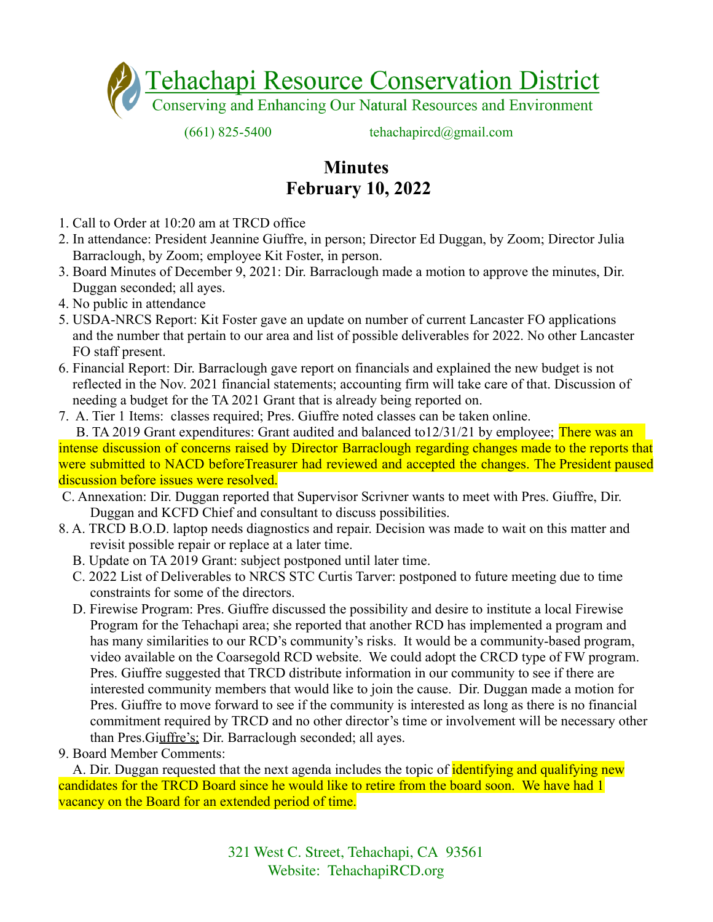# Tehachapi Resource Conservation District

Conserving and Enhancing Our Natural Resources and Environment

(661) 825-5400 tehachapircd@gmail.com

## Minutes
## February 10, 2022

1. Call to Order at 10:20 am at TRCD office
2. In attendance: President Jeannine Giuffre, in person; Director Ed Duggan, by Zoom; Director Julia Barraclough, by Zoom; employee Kit Foster, in person.
3. Board Minutes of December 9, 2021: Dir. Barraclough made a motion to approve the minutes, Dir. Duggan seconded; all ayes.
4. No public in attendance
5. USDA-NRCS Report: Kit Foster gave an update on number of current Lancaster FO applications and the number that pertain to our area and list of possible deliverables for 2022. No other Lancaster FO staff present.
6. Financial Report: Dir. Barraclough gave report on financials and explained the new budget is not reflected in the Nov. 2021 financial statements; accounting firm will take care of that. Discussion of needing a budget for the TA 2021 Grant that is already being reported on.
7. A. Tier 1 Items: classes required; Pres. Giuffre noted classes can be taken online.

   B. TA 2019 Grant expenditures: Grant audited and balanced to12/31/21 by employee; There was an intense discussion of concerns raised by Director Barraclough regarding changes made to the reports that were submitted to NACD beforeTreasurer had reviewed and accepted the changes. The President paused discussion before issues were resolved.

   C. Annexation: Dir. Duggan reported that Supervisor Scrivner wants to meet with Pres. Giuffre, Dir. Duggan and KCFD Chief and consultant to discuss possibilities.
8. A. TRCD B.O.D. laptop needs diagnostics and repair. Decision was made to wait on this matter and revisit possible repair or replace at a later time.

   B. Update on TA 2019 Grant: subject postponed until later time.

   C. 2022 List of Deliverables to NRCS STC Curtis Tarver: postponed to future meeting due to time constraints for some of the directors.

   D. Firewise Program: Pres. Giuffre discussed the possibility and desire to institute a local Firewise Program for the Tehachapi area; she reported that another RCD has implemented a program and has many similarities to our RCD's community's risks. It would be a community-based program, video available on the Coarsegold RCD website. We could adopt the CRCD type of FW program. Pres. Giuffre suggested that TRCD distribute information in our community to see if there are interested community members that would like to join the cause. Dir. Duggan made a motion for Pres. Giuffre to move forward to see if the community is interested as long as there is no financial commitment required by TRCD and no other director's time or involvement will be necessary other than Pres.Giuffre's; Dir. Barraclough seconded; all ayes.
9. Board Member Comments:

   A. Dir. Duggan requested that the next agenda includes the topic of identifying and qualifying new candidates for the TRCD Board since he would like to retire from the board soon. We have had 1 vacancy on the Board for an extended period of time.

321 West C. Street, Tehachapi, CA 93561
Website: TehachapiRCD.org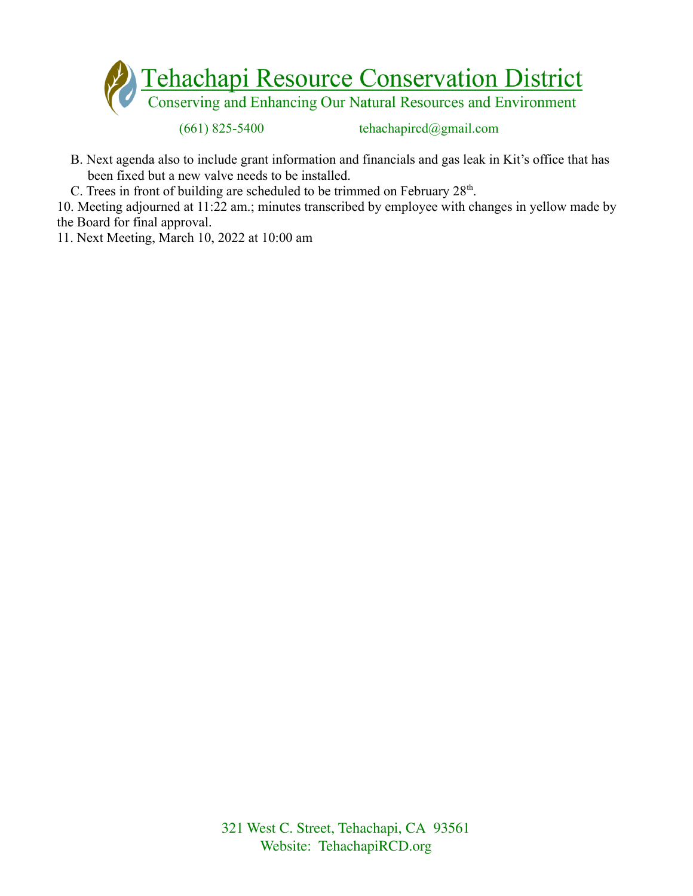B. Next agenda also to include grant information and financials and gas leak in Kit's office that has been fixed but a new valve needs to be installed.

C. Trees in front of building are scheduled to be trimmed on February 28th.

10. Meeting adjourned at 11:22 am.; minutes transcribed by employee with changes in yellow made by the Board for final approval.

11. Next Meeting, March 10, 2022 at 10:00 am